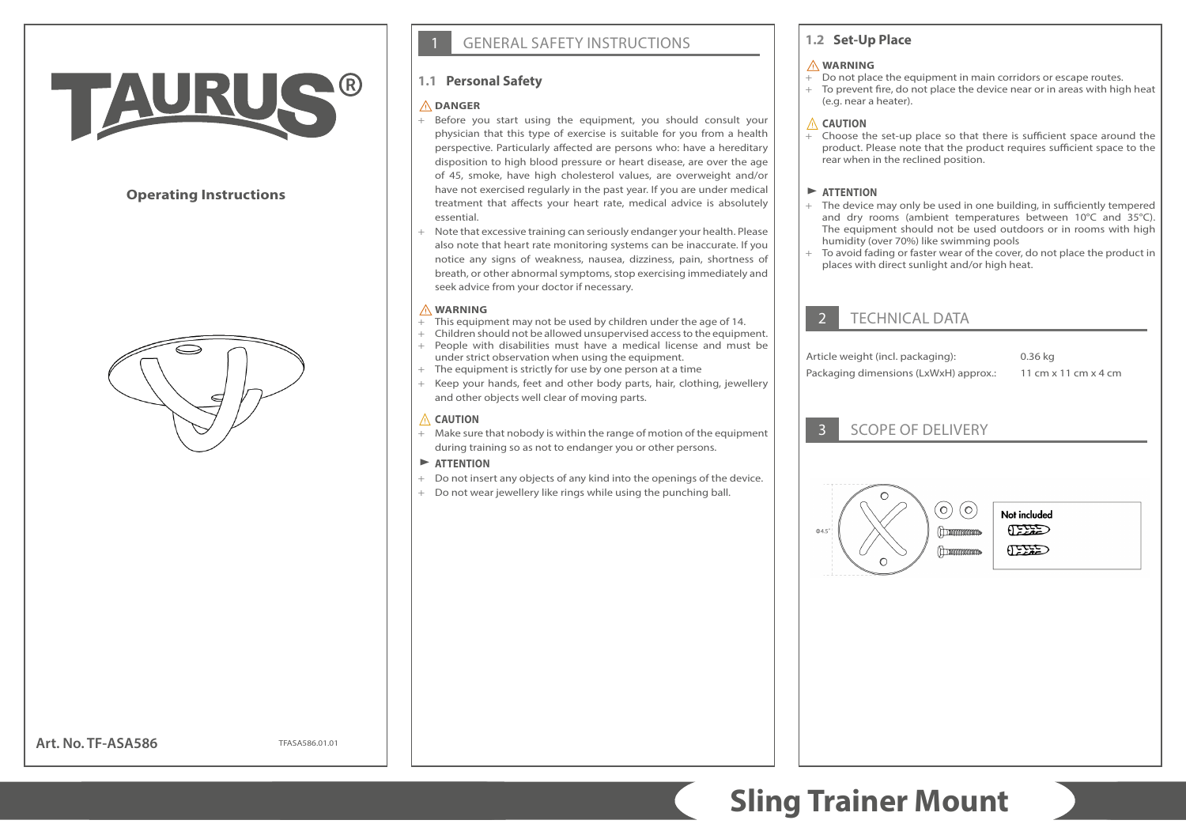# TAURUS®

**Operating Instructions**

**Art. No. TF-ASA586**

TFASA586.01.01

## 1 GENERAL SAFETY INSTRUCTIONS

### 1.1 Personal Safety

⚠ **DANGER**

- Before you start using the equipment, you should consult your physician that this type of exercise is suitable for you from a health perspective. Particularly affected are persons who: have a hereditary disposition to high blood pressure or heart disease, are over the age of 45, smoke, have high cholesterol values, are overweight and/or have not exercised regularly in the past year. If you are under medical treatment that affects your heart rate, medical advice is absolutely essential.
- Note that excessive training can seriously endanger your health. Please also note that heart rate monitoring systems can be inaccurate. If you notice any signs of weakness, nausea, dizziness, pain, shortness of breath, or other abnormal symptoms, stop exercising immediately and seek advice from your doctor if necessary.

⚠ **WARNING**

- This equipment may not be used by children under the age of 14.
- Children should not be allowed unsupervised access to the equipment.
- People with disabilities must have a medical license and must be under strict observation when using the equipment.
- The equipment is strictly for use by one person at a time
- Keep your hands, feet and other body parts, hair, clothing, jewellery and other objects well clear of moving parts.

⚠ **CAUTION**

- Make sure that nobody is within the range of motion of the equipment during training so as not to endanger you or other persons.

► **ATTENTION**

- Do not insert any objects of any kind into the openings of the device.
- Do not wear jewellery like rings while using the punching ball.

### 1.2 Set-Up Place

⚠ **WARNING**

- Do not place the equipment in main corridors or escape routes.
- To prevent fire, do not place the device near or in areas with high heat (e.g. near a heater).

⚠ **CAUTION**

- Choose the set-up place so that there is sufficient space around the product. Please note that the product requires sufficient space to the rear when in the reclined position.

► **ATTENTION**

- The device may only be used in one building, in sufficiently tempered and dry rooms (ambient temperatures between 10°C and 35°C). The equipment should not be used outdoors or in rooms with high humidity (over 70%) like swimming pools
- To avoid fading or faster wear of the cover, do not place the product in places with direct sunlight and/or high heat.

## 2 TECHNICAL DATA

| | |
|---|---|
| Article weight (incl. packaging): | 0.36 kg |
| Packaging dimensions (LxWxH) approx.: | 11 cm x 11 cm x 4 cm |

## 3 SCOPE OF DELIVERY

Φ4.5"

Not included

# Sling Trainer Mount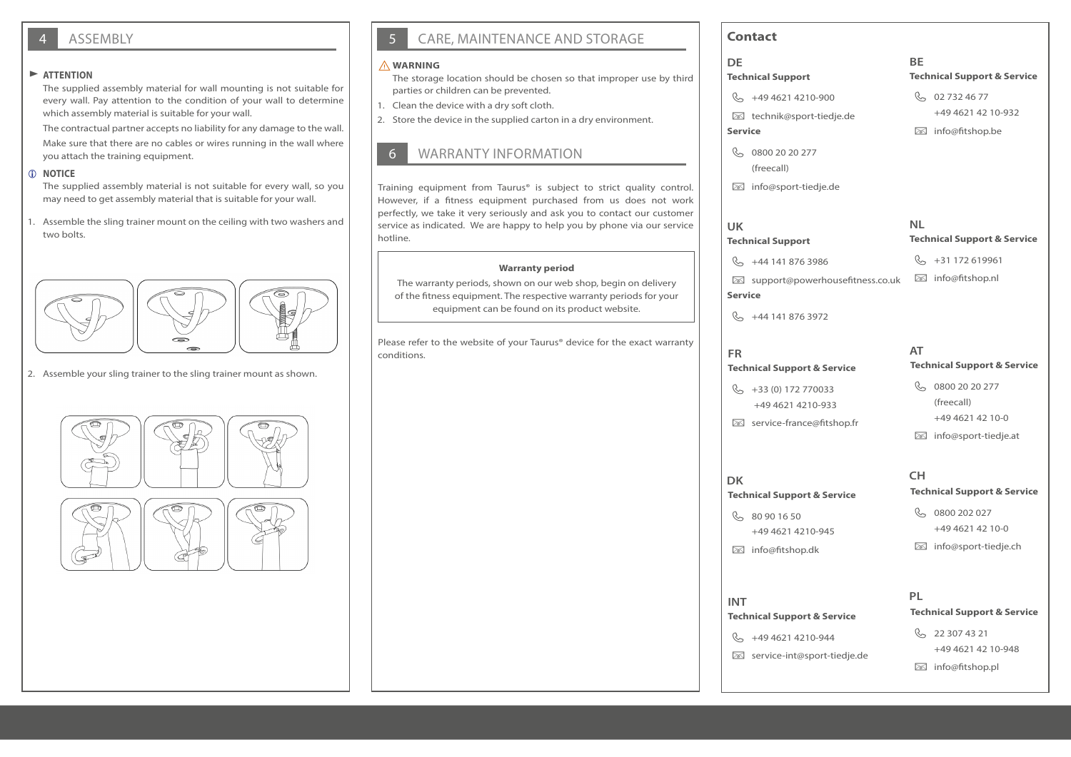## 4 ASSEMBLY

► **ATTENTION**

The supplied assembly material for wall mounting is not suitable for every wall. Pay attention to the condition of your wall to determine which assembly material is suitable for your wall.

The contractual partner accepts no liability for any damage to the wall.

Make sure that there are no cables or wires running in the wall where you attach the training equipment.

ⓘ **NOTICE**

The supplied assembly material is not suitable for every wall, so you may need to get assembly material that is suitable for your wall.

1. Assemble the sling trainer mount on the ceiling with two washers and two bolts.

2. Assemble your sling trainer to the sling trainer mount as shown.

## 5 CARE, MAINTENANCE AND STORAGE

⚠ **WARNING**

The storage location should be chosen so that improper use by third parties or children can be prevented.

1. Clean the device with a dry soft cloth.
2. Store the device in the supplied carton in a dry environment.

## 6 WARRANTY INFORMATION

Training equipment from Taurus® is subject to strict quality control. However, if a fitness equipment purchased from us does not work perfectly, we take it very seriously and ask you to contact our customer service as indicated. We are happy to help you by phone via our service hotline.

**Warranty period**

The warranty periods, shown on our web shop, begin on delivery of the fitness equipment. The respective warranty periods for your equipment can be found on its product website.

Please refer to the website of your Taurus® device for the exact warranty conditions.

## Contact

### DE

**Technical Support**

+49 4621 4210-900

technik@sport-tiedje.de

**Service**

0800 20 20 277 (freecall)

info@sport-tiedje.de

### BE

**Technical Support & Service**

02 732 46 77

+49 4621 42 10-932

info@fitshop.be

### UK

**Technical Support**

+44 141 876 3986

support@powerhousefitness.co.uk

**Service**

+44 141 876 3972

### NL

**Technical Support & Service**

+31 172 619961

info@fitshop.nl

### FR

**Technical Support & Service**

+33 (0) 172 770033

+49 4621 4210-933

service-france@fitshop.fr

### AT

**Technical Support & Service**

0800 20 20 277 (freecall)

+49 4621 42 10-0

info@sport-tiedje.at

### DK

**Technical Support & Service**

80 90 16 50

+49 4621 4210-945

info@fitshop.dk

### CH

**Technical Support & Service**

0800 202 027

+49 4621 42 10-0

info@sport-tiedje.ch

### INT

**Technical Support & Service**

+49 4621 4210-944

service-int@sport-tiedje.de

### PL

**Technical Support & Service**

22 307 43 21

+49 4621 42 10-948

info@fitshop.pl